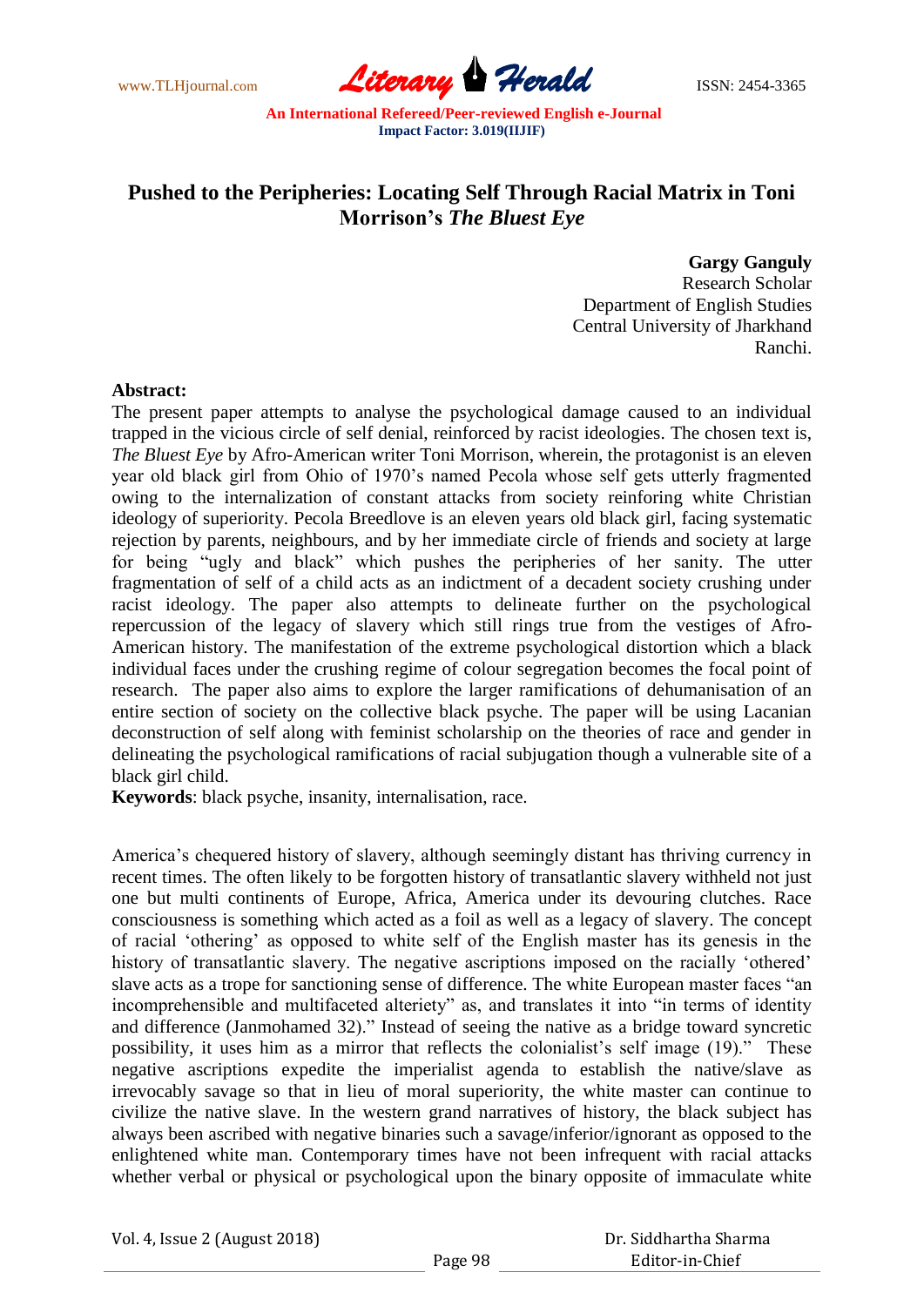# Pushed to the Peripheries: Locating Self Through Racial Matrix in Toni Morrison's *The Bluest Eye*

**Gargy Ganguly**
Research Scholar
Department of English Studies
Central University of Jharkhand
Ranchi.

**Abstract:**
The present paper attempts to analyse the psychological damage caused to an individual trapped in the vicious circle of self denial, reinforced by racist ideologies. The chosen text is, *The Bluest Eye* by Afro-American writer Toni Morrison, wherein, the protagonist is an eleven year old black girl from Ohio of 1970's named Pecola whose self gets utterly fragmented owing to the internalization of constant attacks from society reinforing white Christian ideology of superiority. Pecola Breedlove is an eleven years old black girl, facing systematic rejection by parents, neighbours, and by her immediate circle of friends and society at large for being "ugly and black" which pushes the peripheries of her sanity. The utter fragmentation of self of a child acts as an indictment of a decadent society crushing under racist ideology. The paper also attempts to delineate further on the psychological repercussion of the legacy of slavery which still rings true from the vestiges of Afro-American history. The manifestation of the extreme psychological distortion which a black individual faces under the crushing regime of colour segregation becomes the focal point of research. The paper also aims to explore the larger ramifications of dehumanisation of an entire section of society on the collective black psyche. The paper will be using Lacanian deconstruction of self along with feminist scholarship on the theories of race and gender in delineating the psychological ramifications of racial subjugation though a vulnerable site of a black girl child.
**Keywords**: black psyche, insanity, internalisation, race.

America's chequered history of slavery, although seemingly distant has thriving currency in recent times. The often likely to be forgotten history of transatlantic slavery withheld not just one but multi continents of Europe, Africa, America under its devouring clutches. Race consciousness is something which acted as a foil as well as a legacy of slavery. The concept of racial 'othering' as opposed to white self of the English master has its genesis in the history of transatlantic slavery. The negative ascriptions imposed on the racially 'othered' slave acts as a trope for sanctioning sense of difference. The white European master faces "an incomprehensible and multifaceted alteriety" as, and translates it into "in terms of identity and difference (Janmohamed 32)." Instead of seeing the native as a bridge toward syncretic possibility, it uses him as a mirror that reflects the colonialist's self image (19)." These negative ascriptions expedite the imperialist agenda to establish the native/slave as irrevocably savage so that in lieu of moral superiority, the white master can continue to civilize the native slave. In the western grand narratives of history, the black subject has always been ascribed with negative binaries such a savage/inferior/ignorant as opposed to the enlightened white man. Contemporary times have not been infrequent with racial attacks whether verbal or physical or psychological upon the binary opposite of immaculate white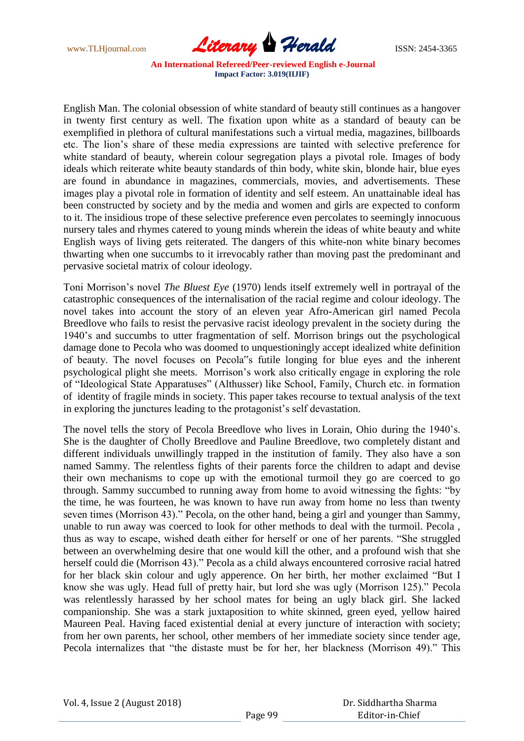English Man. The colonial obsession of white standard of beauty still continues as a hangover in twenty first century as well. The fixation upon white as a standard of beauty can be exemplified in plethora of cultural manifestations such a virtual media, magazines, billboards etc. The lion's share of these media expressions are tainted with selective preference for white standard of beauty, wherein colour segregation plays a pivotal role. Images of body ideals which reiterate white beauty standards of thin body, white skin, blonde hair, blue eyes are found in abundance in magazines, commercials, movies, and advertisements. These images play a pivotal role in formation of identity and self esteem. An unattainable ideal has been constructed by society and by the media and women and girls are expected to conform to it. The insidious trope of these selective preference even percolates to seemingly innocuous nursery tales and rhymes catered to young minds wherein the ideas of white beauty and white English ways of living gets reiterated. The dangers of this white-non white binary becomes thwarting when one succumbs to it irrevocably rather than moving past the predominant and pervasive societal matrix of colour ideology.

Toni Morrison's novel *The Bluest Eye* (1970) lends itself extremely well in portrayal of the catastrophic consequences of the internalisation of the racial regime and colour ideology. The novel takes into account the story of an eleven year Afro-American girl named Pecola Breedlove who fails to resist the pervasive racist ideology prevalent in the society during the 1940's and succumbs to utter fragmentation of self. Morrison brings out the psychological damage done to Pecola who was doomed to unquestioningly accept idealized white definition of beauty. The novel focuses on Pecola"s futile longing for blue eyes and the inherent psychological plight she meets. Morrison's work also critically engage in exploring the role of "Ideological State Apparatuses" (Althusser) like School, Family, Church etc. in formation of identity of fragile minds in society. This paper takes recourse to textual analysis of the text in exploring the junctures leading to the protagonist's self devastation.

The novel tells the story of Pecola Breedlove who lives in Lorain, Ohio during the 1940's. She is the daughter of Cholly Breedlove and Pauline Breedlove, two completely distant and different individuals unwillingly trapped in the institution of family. They also have a son named Sammy. The relentless fights of their parents force the children to adapt and devise their own mechanisms to cope up with the emotional turmoil they go are coerced to go through. Sammy succumbed to running away from home to avoid witnessing the fights: "by the time, he was fourteen, he was known to have run away from home no less than twenty seven times (Morrison 43)." Pecola, on the other hand, being a girl and younger than Sammy, unable to run away was coerced to look for other methods to deal with the turmoil. Pecola , thus as way to escape, wished death either for herself or one of her parents. "She struggled between an overwhelming desire that one would kill the other, and a profound wish that she herself could die (Morrison 43)." Pecola as a child always encountered corrosive racial hatred for her black skin colour and ugly apperence. On her birth, her mother exclaimed "But I know she was ugly. Head full of pretty hair, but lord she was ugly (Morrison 125)." Pecola was relentlessly harassed by her school mates for being an ugly black girl. She lacked companionship. She was a stark juxtaposition to white skinned, green eyed, yellow haired Maureen Peal. Having faced existential denial at every juncture of interaction with society; from her own parents, her school, other members of her immediate society since tender age, Pecola internalizes that "the distaste must be for her, her blackness (Morrison 49)." This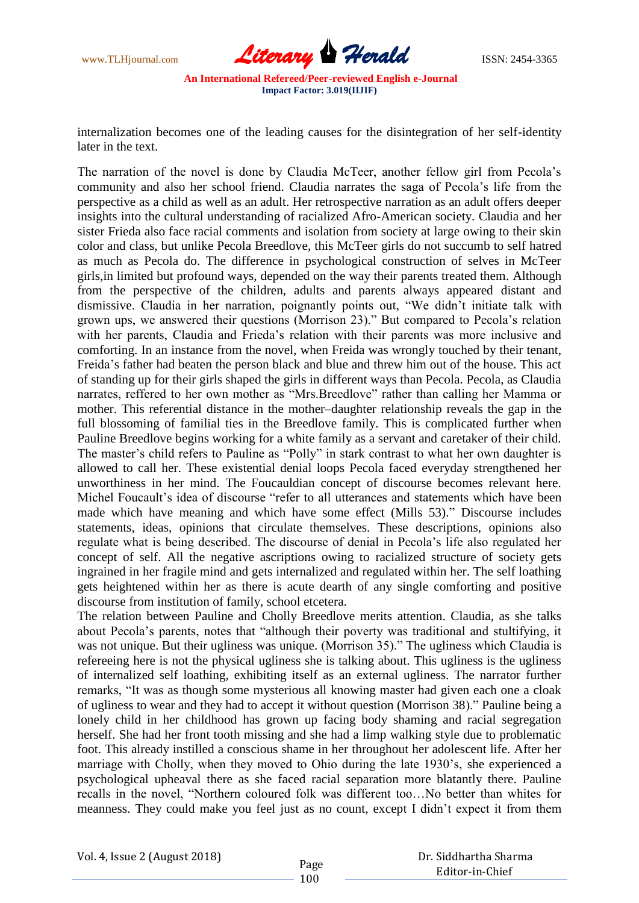internalization becomes one of the leading causes for the disintegration of her self-identity later in the text.

The narration of the novel is done by Claudia McTeer, another fellow girl from Pecola's community and also her school friend. Claudia narrates the saga of Pecola's life from the perspective as a child as well as an adult. Her retrospective narration as an adult offers deeper insights into the cultural understanding of racialized Afro-American society. Claudia and her sister Frieda also face racial comments and isolation from society at large owing to their skin color and class, but unlike Pecola Breedlove, this McTeer girls do not succumb to self hatred as much as Pecola do. The difference in psychological construction of selves in McTeer girls,in limited but profound ways, depended on the way their parents treated them. Although from the perspective of the children, adults and parents always appeared distant and dismissive. Claudia in her narration, poignantly points out, "We didn't initiate talk with grown ups, we answered their questions (Morrison 23)." But compared to Pecola's relation with her parents, Claudia and Frieda's relation with their parents was more inclusive and comforting. In an instance from the novel, when Freida was wrongly touched by their tenant, Freida's father had beaten the person black and blue and threw him out of the house. This act of standing up for their girls shaped the girls in different ways than Pecola. Pecola, as Claudia narrates, reffered to her own mother as "Mrs.Breedlove" rather than calling her Mamma or mother. This referential distance in the mother–daughter relationship reveals the gap in the full blossoming of familial ties in the Breedlove family. This is complicated further when Pauline Breedlove begins working for a white family as a servant and caretaker of their child. The master's child refers to Pauline as "Polly" in stark contrast to what her own daughter is allowed to call her. These existential denial loops Pecola faced everyday strengthened her unworthiness in her mind. The Foucauldian concept of discourse becomes relevant here. Michel Foucault's idea of discourse "refer to all utterances and statements which have been made which have meaning and which have some effect (Mills 53)." Discourse includes statements, ideas, opinions that circulate themselves. These descriptions, opinions also regulate what is being described. The discourse of denial in Pecola's life also regulated her concept of self. All the negative ascriptions owing to racialized structure of society gets ingrained in her fragile mind and gets internalized and regulated within her. The self loathing gets heightened within her as there is acute dearth of any single comforting and positive discourse from institution of family, school etcetera.

The relation between Pauline and Cholly Breedlove merits attention. Claudia, as she talks about Pecola's parents, notes that "although their poverty was traditional and stultifying, it was not unique. But their ugliness was unique. (Morrison 35)." The ugliness which Claudia is refereeing here is not the physical ugliness she is talking about. This ugliness is the ugliness of internalized self loathing, exhibiting itself as an external ugliness. The narrator further remarks, "It was as though some mysterious all knowing master had given each one a cloak of ugliness to wear and they had to accept it without question (Morrison 38)." Pauline being a lonely child in her childhood has grown up facing body shaming and racial segregation herself. She had her front tooth missing and she had a limp walking style due to problematic foot. This already instilled a conscious shame in her throughout her adolescent life. After her marriage with Cholly, when they moved to Ohio during the late 1930's, she experienced a psychological upheaval there as she faced racial separation more blatantly there. Pauline recalls in the novel, "Northern coloured folk was different too…No better than whites for meanness. They could make you feel just as no count, except I didn't expect it from them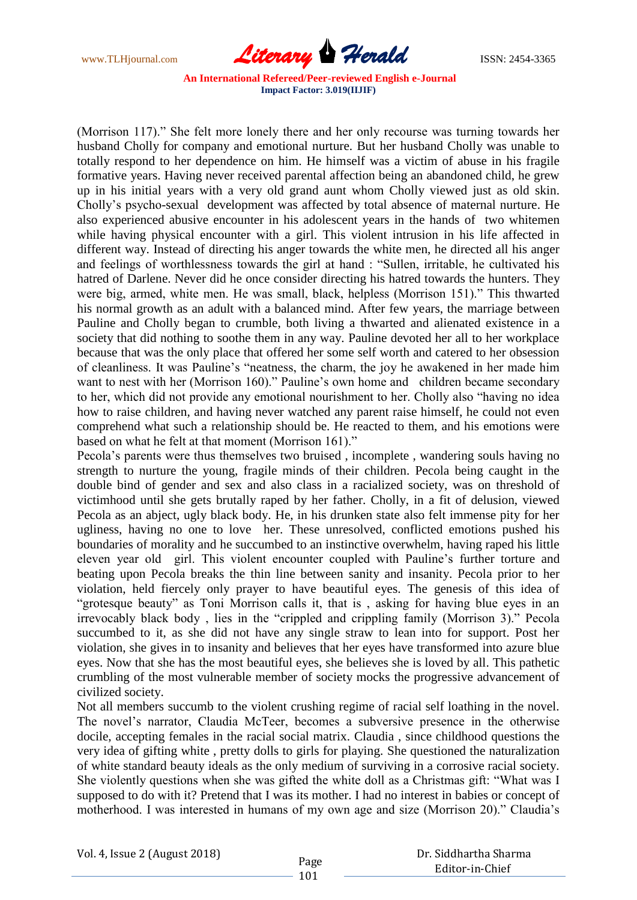(Morrison 117)." She felt more lonely there and her only recourse was turning towards her husband Cholly for company and emotional nurture. But her husband Cholly was unable to totally respond to her dependence on him. He himself was a victim of abuse in his fragile formative years. Having never received parental affection being an abandoned child, he grew up in his initial years with a very old grand aunt whom Cholly viewed just as old skin. Cholly's psycho-sexual development was affected by total absence of maternal nurture. He also experienced abusive encounter in his adolescent years in the hands of two whitemen while having physical encounter with a girl. This violent intrusion in his life affected in different way. Instead of directing his anger towards the white men, he directed all his anger and feelings of worthlessness towards the girl at hand : "Sullen, irritable, he cultivated his hatred of Darlene. Never did he once consider directing his hatred towards the hunters. They were big, armed, white men. He was small, black, helpless (Morrison 151)." This thwarted his normal growth as an adult with a balanced mind. After few years, the marriage between Pauline and Cholly began to crumble, both living a thwarted and alienated existence in a society that did nothing to soothe them in any way. Pauline devoted her all to her workplace because that was the only place that offered her some self worth and catered to her obsession of cleanliness. It was Pauline's "neatness, the charm, the joy he awakened in her made him want to nest with her (Morrison 160)." Pauline's own home and children became secondary to her, which did not provide any emotional nourishment to her. Cholly also "having no idea how to raise children, and having never watched any parent raise himself, he could not even comprehend what such a relationship should be. He reacted to them, and his emotions were based on what he felt at that moment (Morrison 161)."

Pecola's parents were thus themselves two bruised , incomplete , wandering souls having no strength to nurture the young, fragile minds of their children. Pecola being caught in the double bind of gender and sex and also class in a racialized society, was on threshold of victimhood until she gets brutally raped by her father. Cholly, in a fit of delusion, viewed Pecola as an abject, ugly black body. He, in his drunken state also felt immense pity for her ugliness, having no one to love her. These unresolved, conflicted emotions pushed his boundaries of morality and he succumbed to an instinctive overwhelm, having raped his little eleven year old girl. This violent encounter coupled with Pauline's further torture and beating upon Pecola breaks the thin line between sanity and insanity. Pecola prior to her violation, held fiercely only prayer to have beautiful eyes. The genesis of this idea of "grotesque beauty" as Toni Morrison calls it, that is , asking for having blue eyes in an irrevocably black body , lies in the "crippled and crippling family (Morrison 3)." Pecola succumbed to it, as she did not have any single straw to lean into for support. Post her violation, she gives in to insanity and believes that her eyes have transformed into azure blue eyes. Now that she has the most beautiful eyes, she believes she is loved by all. This pathetic crumbling of the most vulnerable member of society mocks the progressive advancement of civilized society.

Not all members succumb to the violent crushing regime of racial self loathing in the novel. The novel's narrator, Claudia McTeer, becomes a subversive presence in the otherwise docile, accepting females in the racial social matrix. Claudia , since childhood questions the very idea of gifting white , pretty dolls to girls for playing. She questioned the naturalization of white standard beauty ideals as the only medium of surviving in a corrosive racial society. She violently questions when she was gifted the white doll as a Christmas gift: "What was I supposed to do with it? Pretend that I was its mother. I had no interest in babies or concept of motherhood. I was interested in humans of my own age and size (Morrison 20)." Claudia's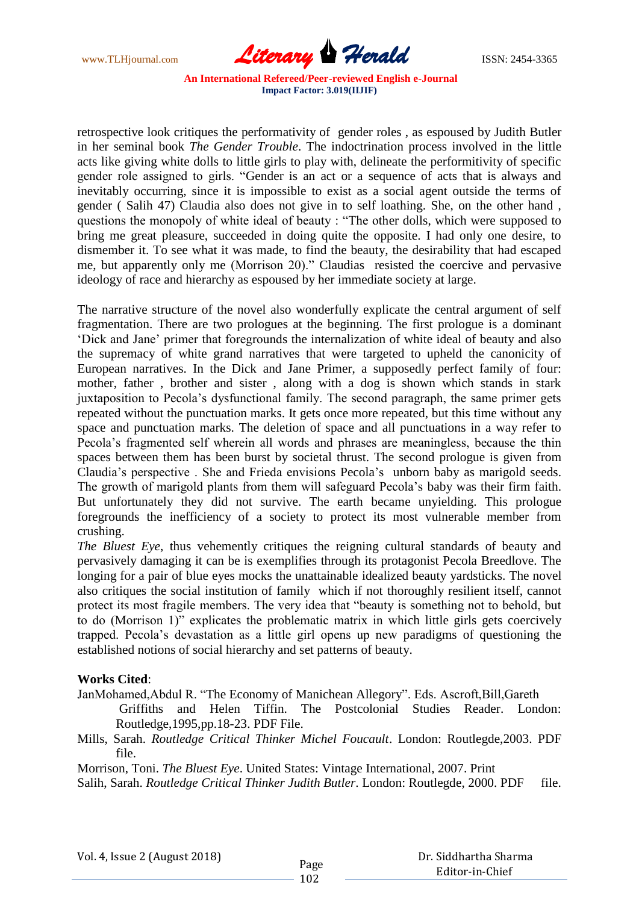retrospective look critiques the performativity of gender roles , as espoused by Judith Butler in her seminal book *The Gender Trouble*. The indoctrination process involved in the little acts like giving white dolls to little girls to play with, delineate the performitivity of specific gender role assigned to girls. "Gender is an act or a sequence of acts that is always and inevitably occurring, since it is impossible to exist as a social agent outside the terms of gender ( Salih 47) Claudia also does not give in to self loathing. She, on the other hand , questions the monopoly of white ideal of beauty : "The other dolls, which were supposed to bring me great pleasure, succeeded in doing quite the opposite. I had only one desire, to dismember it. To see what it was made, to find the beauty, the desirability that had escaped me, but apparently only me (Morrison 20)." Claudias resisted the coercive and pervasive ideology of race and hierarchy as espoused by her immediate society at large.

The narrative structure of the novel also wonderfully explicate the central argument of self fragmentation. There are two prologues at the beginning. The first prologue is a dominant 'Dick and Jane' primer that foregrounds the internalization of white ideal of beauty and also the supremacy of white grand narratives that were targeted to upheld the canonicity of European narratives. In the Dick and Jane Primer, a supposedly perfect family of four: mother, father , brother and sister , along with a dog is shown which stands in stark juxtaposition to Pecola's dysfunctional family. The second paragraph, the same primer gets repeated without the punctuation marks. It gets once more repeated, but this time without any space and punctuation marks. The deletion of space and all punctuations in a way refer to Pecola's fragmented self wherein all words and phrases are meaningless, because the thin spaces between them has been burst by societal thrust. The second prologue is given from Claudia's perspective . She and Frieda envisions Pecola's unborn baby as marigold seeds. The growth of marigold plants from them will safeguard Pecola's baby was their firm faith. But unfortunately they did not survive. The earth became unyielding. This prologue foregrounds the inefficiency of a society to protect its most vulnerable member from crushing.

*The Bluest Eye*, thus vehemently critiques the reigning cultural standards of beauty and pervasively damaging it can be is exemplifies through its protagonist Pecola Breedlove. The longing for a pair of blue eyes mocks the unattainable idealized beauty yardsticks. The novel also critiques the social institution of family which if not thoroughly resilient itself, cannot protect its most fragile members. The very idea that "beauty is something not to behold, but to do (Morrison 1)" explicates the problematic matrix in which little girls gets coercively trapped. Pecola's devastation as a little girl opens up new paradigms of questioning the established notions of social hierarchy and set patterns of beauty.

**Works Cited**:

JanMohamed,Abdul R. "The Economy of Manichean Allegory". Eds. Ascroft,Bill,Gareth Griffiths and Helen Tiffin. The Postcolonial Studies Reader. London: Routledge,1995,pp.18-23. PDF File.

Mills, Sarah. *Routledge Critical Thinker Michel Foucault*. London: Routlegde,2003. PDF file.

Morrison, Toni. *The Bluest Eye*. United States: Vintage International, 2007. Print

Salih, Sarah. *Routledge Critical Thinker Judith Butler*. London: Routlegde, 2000. PDF file.